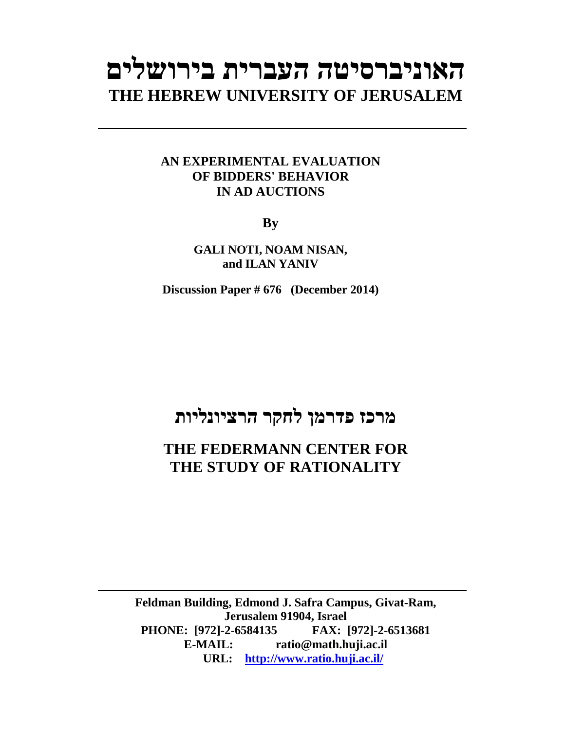# האוניברסיטה העברית בירושלים
# THE HEBREW UNIVERSITY OF JERUSALEM

---

**AN EXPERIMENTAL EVALUATION OF BIDDERS' BEHAVIOR IN AD AUCTIONS**

**By**

**GALI NOTI, NOAM NISAN, and ILAN YANIV**

**Discussion Paper # 676 (December 2014)**

## מרכז פדרמן לחקר הרציונליות

## THE FEDERMANN CENTER FOR THE STUDY OF RATIONALITY

---

**Feldman Building, Edmond J. Safra Campus, Givat-Ram, Jerusalem 91904, Israel**
**PHONE: [972]-2-6584135 FAX: [972]-2-6513681**
**E-MAIL: ratio@math.huji.ac.il**
**URL: http://www.ratio.huji.ac.il/**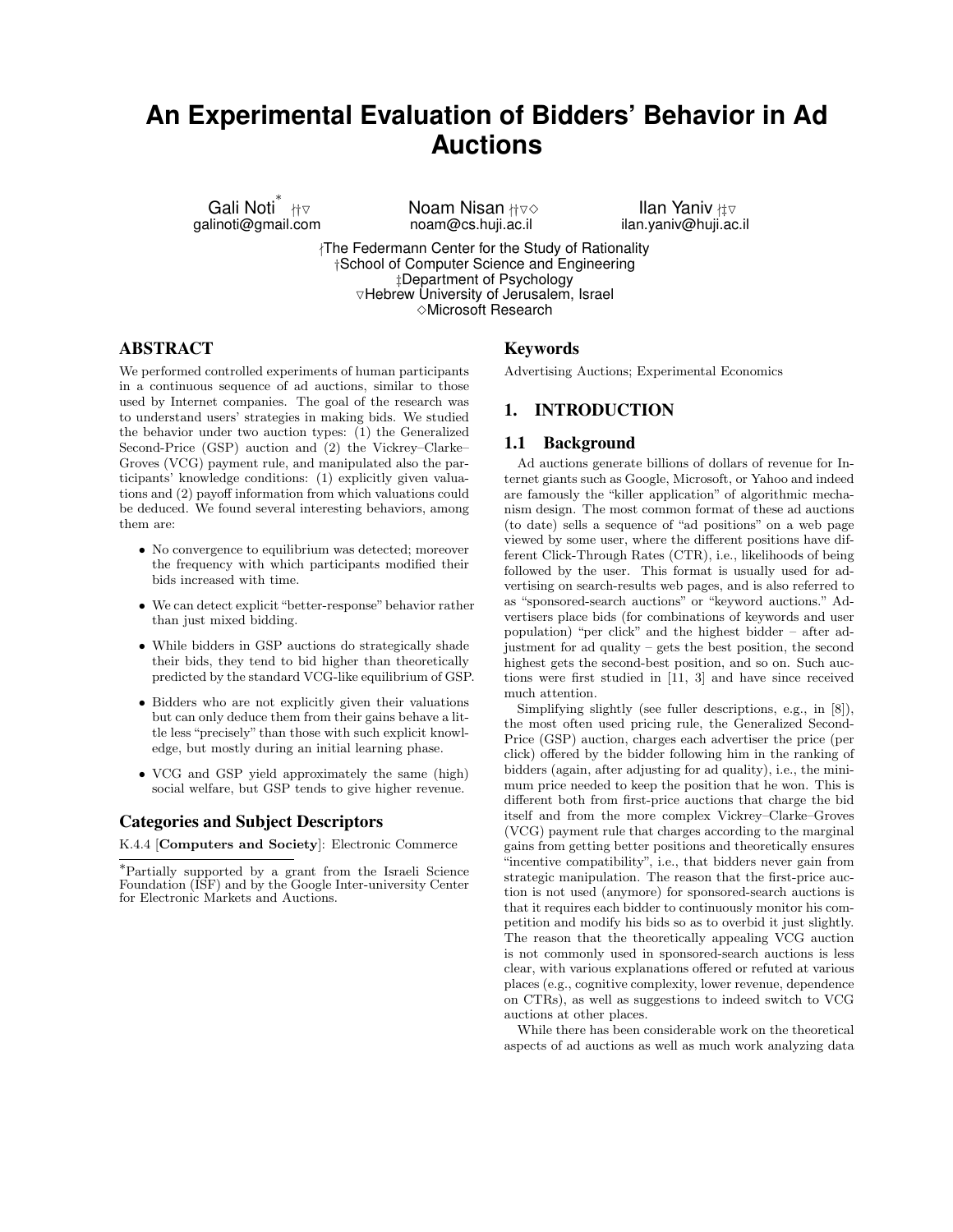# An Experimental Evaluation of Bidders' Behavior in Ad Auctions

Gali Noti* †‡▽ galinoti@gmail.com

Noam Nisan †‡▽◇ noam@cs.huji.ac.il

Ilan Yaniv †‡▽ ilan.yaniv@huji.ac.il

†The Federmann Center for the Study of Rationality
‡School of Computer Science and Engineering
‡Department of Psychology
▽Hebrew University of Jerusalem, Israel
◇Microsoft Research

## ABSTRACT

We performed controlled experiments of human participants in a continuous sequence of ad auctions, similar to those used by Internet companies. The goal of the research was to understand users' strategies in making bids. We studied the behavior under two auction types: (1) the Generalized Second-Price (GSP) auction and (2) the Vickrey–Clarke–Groves (VCG) payment rule, and manipulated also the participants' knowledge conditions: (1) explicitly given valuations and (2) payoff information from which valuations could be deduced. We found several interesting behaviors, among them are:

- No convergence to equilibrium was detected; moreover the frequency with which participants modified their bids increased with time.
- We can detect explicit "better-response" behavior rather than just mixed bidding.
- While bidders in GSP auctions do strategically shade their bids, they tend to bid higher than theoretically predicted by the standard VCG-like equilibrium of GSP.
- Bidders who are not explicitly given their valuations but can only deduce them from their gains behave a little less "precisely" than those with such explicit knowledge, but mostly during an initial learning phase.
- VCG and GSP yield approximately the same (high) social welfare, but GSP tends to give higher revenue.

## Categories and Subject Descriptors

K.4.4 [**Computers and Society**]: Electronic Commerce

*Partially supported by a grant from the Israeli Science Foundation (ISF) and by the Google Inter-university Center for Electronic Markets and Auctions.

## Keywords

Advertising Auctions; Experimental Economics

## 1. INTRODUCTION

### 1.1 Background

Ad auctions generate billions of dollars of revenue for Internet giants such as Google, Microsoft, or Yahoo and indeed are famously the "killer application" of algorithmic mechanism design. The most common format of these ad auctions (to date) sells a sequence of "ad positions" on a web page viewed by some user, where the different positions have different Click-Through Rates (CTR), i.e., likelihoods of being followed by the user. This format is usually used for advertising on search-results web pages, and is also referred to as "sponsored-search auctions" or "keyword auctions." Advertisers place bids (for combinations of keywords and user population) "per click" and the highest bidder – after adjustment for ad quality – gets the best position, the second highest gets the second-best position, and so on. Such auctions were first studied in [11, 3] and have since received much attention.

Simplifying slightly (see fuller descriptions, e.g., in [8]), the most often used pricing rule, the Generalized Second-Price (GSP) auction, charges each advertiser the price (per click) offered by the bidder following him in the ranking of bidders (again, after adjusting for ad quality), i.e., the minimum price needed to keep the position that he won. This is different both from first-price auctions that charge the bid itself and from the more complex Vickrey–Clarke–Groves (VCG) payment rule that charges according to the marginal gains from getting better positions and theoretically ensures "incentive compatibility", i.e., that bidders never gain from strategic manipulation. The reason that the first-price auction is not used (anymore) for sponsored-search auctions is that it requires each bidder to continuously monitor his competition and modify his bids so as to overbid it just slightly. The reason that the theoretically appealing VCG auction is not commonly used in sponsored-search auctions is less clear, with various explanations offered or refuted at various places (e.g., cognitive complexity, lower revenue, dependence on CTRs), as well as suggestions to indeed switch to VCG auctions at other places.

While there has been considerable work on the theoretical aspects of ad auctions as well as much work analyzing data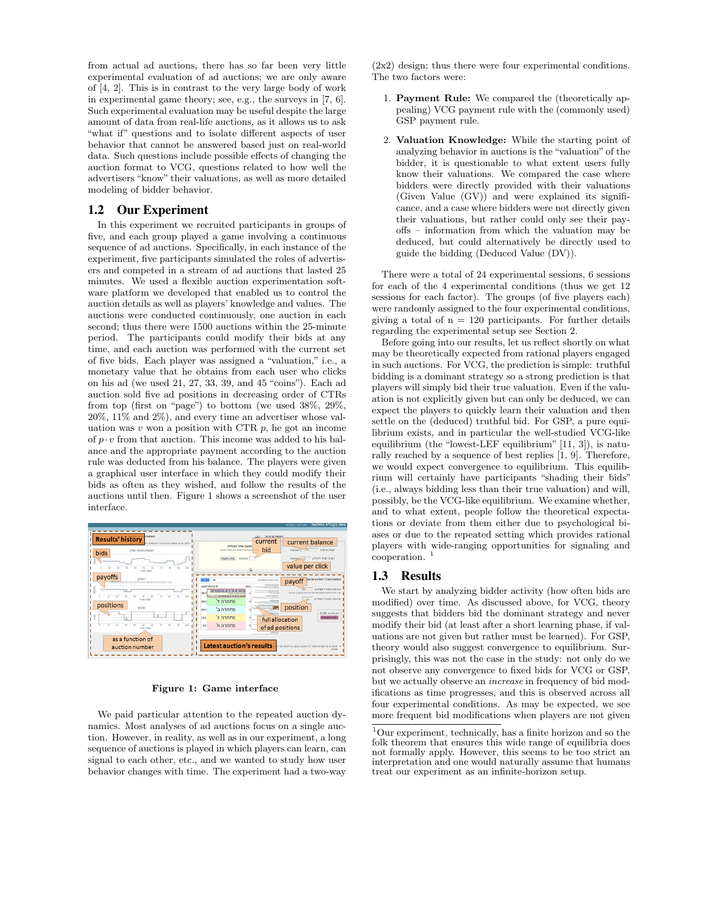from actual ad auctions, there has so far been very little experimental evaluation of ad auctions; we are only aware of [4, 2]. This is in contrast to the very large body of work in experimental game theory; see, e.g., the surveys in [7, 6]. Such experimental evaluation may be useful despite the large amount of data from real-life auctions, as it allows us to ask "what if" questions and to isolate different aspects of user behavior that cannot be answered based just on real-world data. Such questions include possible effects of changing the auction format to VCG, questions related to how well the advertisers "know" their valuations, as well as more detailed modeling of bidder behavior.

## 1.2 Our Experiment

In this experiment we recruited participants in groups of five, and each group played a game involving a continuous sequence of ad auctions. Specifically, in each instance of the experiment, five participants simulated the roles of advertisers and competed in a stream of ad auctions that lasted 25 minutes. We used a flexible auction experimentation software platform we developed that enabled us to control the auction details as well as players' knowledge and values. The auctions were conducted continuously, one auction in each second; thus there were 1500 auctions within the 25-minute period. The participants could modify their bids at any time, and each auction was performed with the current set of five bids. Each player was assigned a "valuation," i.e., a monetary value that he obtains from each user who clicks on his ad (we used 21, 27, 33, 39, and 45 "coins"). Each ad auction sold five ad positions in decreasing order of CTRs from top (first on "page") to bottom (we used 38%, 29%, 20%, 11% and 2%), and every time an advertiser whose valuation was $v$ won a position with CTR $p$, he got an income of $p \cdot v$ from that auction. This income was added to his balance and the appropriate payment according to the auction rule was deducted from his balance. The players were given a graphical user interface in which they could modify their bids as often as they wished, and follow the results of the auctions until then. Figure 1 shows a screenshot of the user interface.

**Figure 1: Game interface**

We paid particular attention to the repeated auction dynamics. Most analyses of ad auctions focus on a single auction. However, in reality, as well as in our experiment, a long sequence of auctions is played in which players can learn, can signal to each other, etc., and we wanted to study how user behavior changes with time. The experiment had a two-way (2x2) design; thus there were four experimental conditions. The two factors were:

1. **Payment Rule:** We compared the (theoretically appealing) VCG payment rule with the (commonly used) GSP payment rule.

2. **Valuation Knowledge:** While the starting point of analyzing behavior in auctions is the "valuation" of the bidder, it is questionable to what extent users fully know their valuations. We compared the case where bidders were directly provided with their valuations (Given Value (GV)) and were explained its significance, and a case where bidders were not directly given their valuations, but rather could only see their payoffs – information from which the valuation may be deduced, but could alternatively be directly used to guide the bidding (Deduced Value (DV)).

There were a total of 24 experimental sessions, 6 sessions for each of the 4 experimental conditions (thus we get 12 sessions for each factor). The groups (of five players each) were randomly assigned to the four experimental conditions, giving a total of n = 120 participants. For further details regarding the experimental setup see Section 2.

Before going into our results, let us reflect shortly on what may be theoretically expected from rational players engaged in such auctions. For VCG, the prediction is simple: truthful bidding is a dominant strategy so a strong prediction is that players will simply bid their true valuation. Even if the valuation is not explicitly given but can only be deduced, we can expect the players to quickly learn their valuation and then settle on the (deduced) truthful bid. For GSP, a pure equilibrium exists, and in particular the well-studied VCG-like equilibrium (the "lowest-LEF equilibrium" [11, 3]), is naturally reached by a sequence of best replies [1, 9]. Therefore, we would expect convergence to equilibrium. This equilibrium will certainly have participants "shading their bids" (i.e., always bidding less than their true valuation) and will, possibly, be the VCG-like equilibrium. We examine whether, and to what extent, people follow the theoretical expectations or deviate from them either due to psychological biases or due to the repeated setting which provides rational players with wide-ranging opportunities for signaling and cooperation. [1]

## 1.3 Results

We start by analyzing bidder activity (how often bids are modified) over time. As discussed above, for VCG, theory suggests that bidders bid the dominant strategy and never modify their bid (at least after a short learning phase, if valuations are not given but rather must be learned). For GSP, theory would also suggest convergence to equilibrium. Surprisingly, this was not the case in the study: not only do we not observe any convergence to fixed bids for VCG or GSP, but we actually observe an *increase* in frequency of bid modifications as time progresses, and this is observed across all four experimental conditions. As may be expected, we see more frequent bid modifications when players are not given

[1] Our experiment, technically, has a finite horizon and so the folk theorem that ensures this wide range of equilibria does not formally apply. However, this seems to be too strict an interpretation and one would naturally assume that humans treat our experiment as an infinite-horizon setup.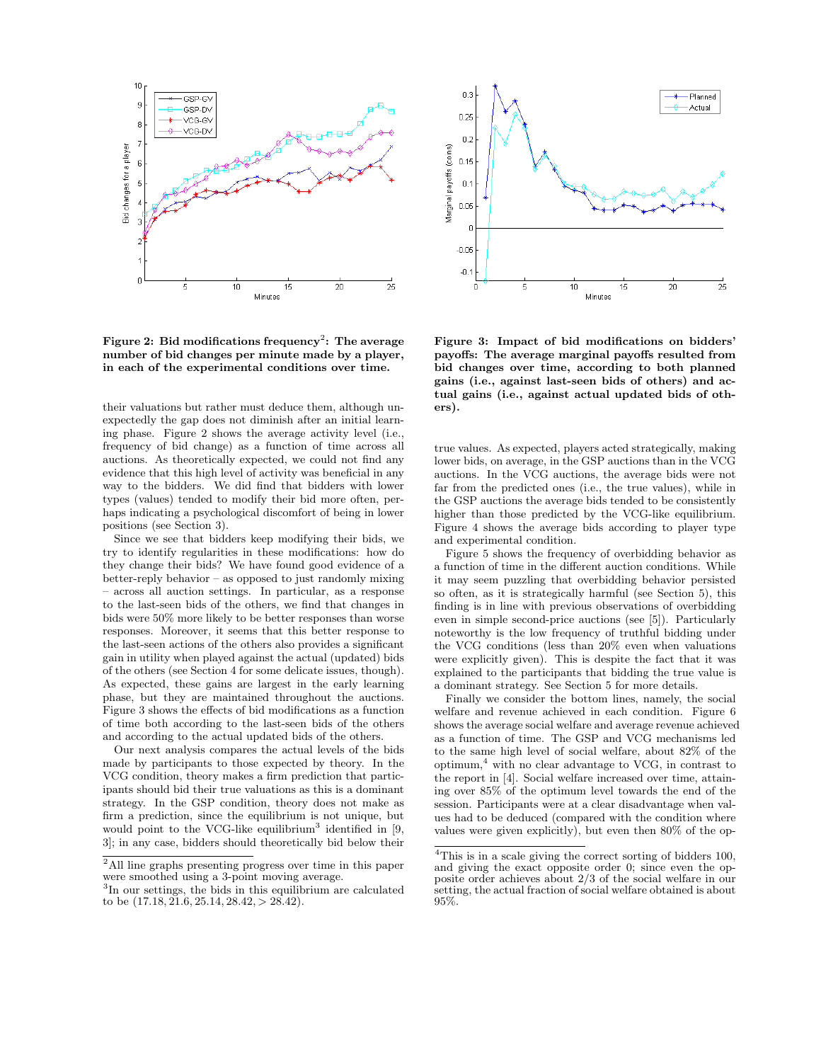**Figure 2: Bid modifications frequency[2]: The average number of bid changes per minute made by a player, in each of the experimental conditions over time.**

**Figure 3: Impact of bid modifications on bidders' payoffs: The average marginal payoffs resulted from bid changes over time, according to both planned gains (i.e., against last-seen bids of others) and actual gains (i.e., against actual updated bids of others).**

their valuations but rather must deduce them, although unexpectedly the gap does not diminish after an initial learning phase. Figure 2 shows the average activity level (i.e., frequency of bid change) as a function of time across all auctions. As theoretically expected, we could not find any evidence that this high level of activity was beneficial in any way to the bidders. We did find that bidders with lower types (values) tended to modify their bid more often, perhaps indicating a psychological discomfort of being in lower positions (see Section 3).

Since we see that bidders keep modifying their bids, we try to identify regularities in these modifications: how do they change their bids? We have found good evidence of a better-reply behavior – as opposed to just randomly mixing – across all auction settings. In particular, as a response to the last-seen bids of the others, we find that changes in bids were 50% more likely to be better responses than worse responses. Moreover, it seems that this better response to the last-seen actions of the others also provides a significant gain in utility when played against the actual (updated) bids of the others (see Section 4 for some delicate issues, though). As expected, these gains are largest in the early learning phase, but they are maintained throughout the auctions. Figure 3 shows the effects of bid modifications as a function of time both according to the last-seen bids of the others and according to the actual updated bids of the others.

Our next analysis compares the actual levels of the bids made by participants to those expected by theory. In the VCG condition, theory makes a firm prediction that participants should bid their true valuations as this is a dominant strategy. In the GSP condition, theory does not make as firm a prediction, since the equilibrium is not unique, but would point to the VCG-like equilibrium[3] identified in [9, 3]; in any case, bidders should theoretically bid below their true values. As expected, players acted strategically, making lower bids, on average, in the GSP auctions than in the VCG auctions. In the VCG auctions, the average bids were not far from the predicted ones (i.e., the true values), while in the GSP auctions the average bids tended to be consistently higher than those predicted by the VCG-like equilibrium. Figure 4 shows the average bids according to player type and experimental condition.

Figure 5 shows the frequency of overbidding behavior as a function of time in the different auction conditions. While it may seem puzzling that overbidding behavior persisted so often, as it is strategically harmful (see Section 5), this finding is in line with previous observations of overbidding even in simple second-price auctions (see [5]). Particularly noteworthy is the low frequency of truthful bidding under the VCG conditions (less than 20% even when valuations were explicitly given). This is despite the fact that it was explained to the participants that bidding the true value is a dominant strategy. See Section 5 for more details.

Finally we consider the bottom lines, namely, the social welfare and revenue achieved in each condition. Figure 6 shows the average social welfare and average revenue achieved as a function of time. The GSP and VCG mechanisms led to the same high level of social welfare, about 82% of the optimum,[4] with no clear advantage to VCG, in contrast to the report in [4]. Social welfare increased over time, attaining over 85% of the optimum level towards the end of the session. Participants were at a clear disadvantage when values had to be deduced (compared with the condition where values were given explicitly), but even then 80% of the op-

[2]All line graphs presenting progress over time in this paper were smoothed using a 3-point moving average.

[3]In our settings, the bids in this equilibrium are calculated to be $(17.18, 21.6, 25.14, 28.42, > 28.42)$.

[4]This is in a scale giving the correct sorting of bidders 100, and giving the exact opposite order 0; since even the opposite order achieves about 2/3 of the social welfare in our setting, the actual fraction of social welfare obtained is about 95%.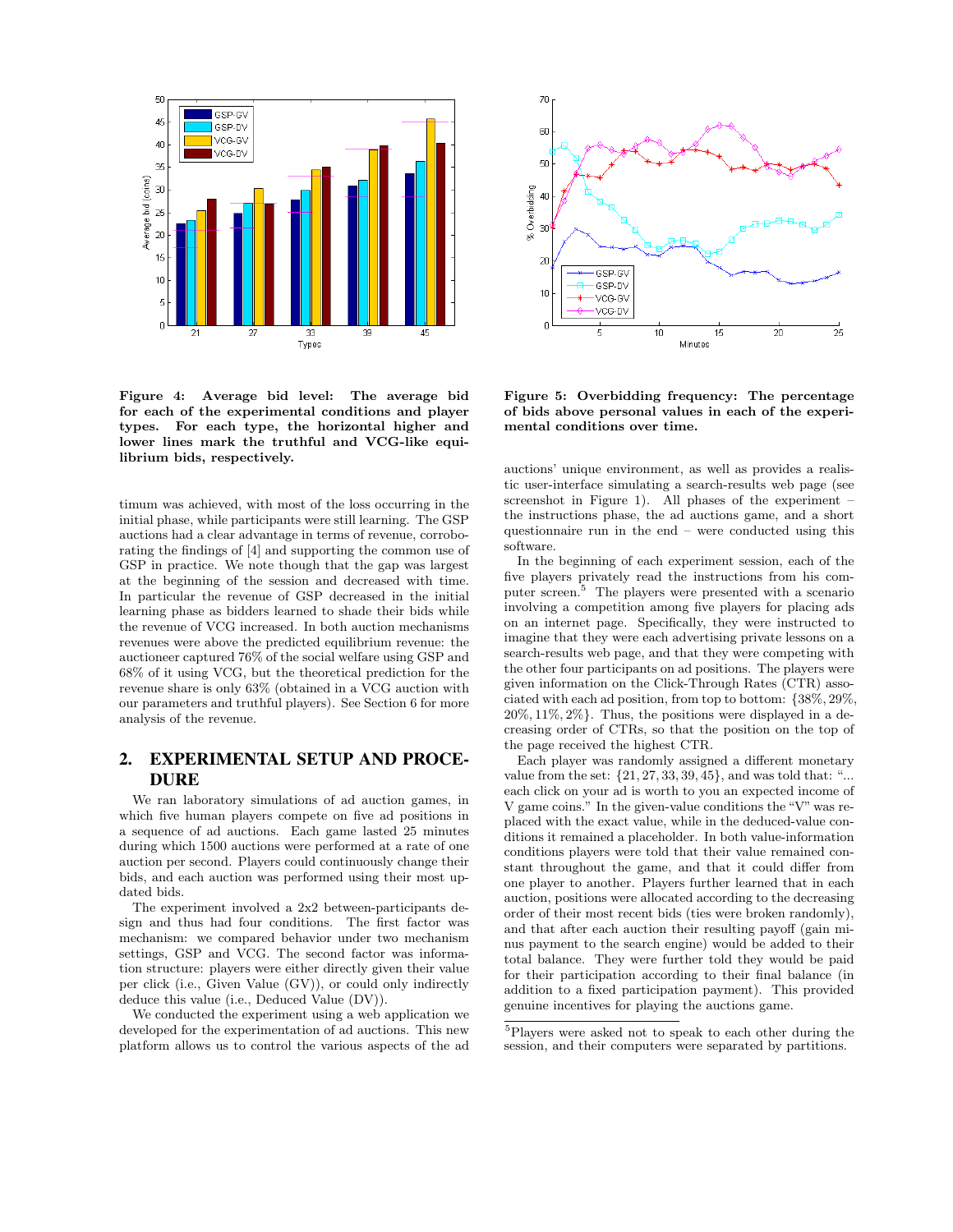**Figure 4: Average bid level: The average bid for each of the experimental conditions and player types. For each type, the horizontal higher and lower lines mark the truthful and VCG-like equilibrium bids, respectively.**

**Figure 5: Overbidding frequency: The percentage of bids above personal values in each of the experimental conditions over time.**

timum was achieved, with most of the loss occurring in the initial phase, while participants were still learning. The GSP auctions had a clear advantage in terms of revenue, corroborating the findings of [4] and supporting the common use of GSP in practice. We note though that the gap was largest at the beginning of the session and decreased with time. In particular the revenue of GSP decreased in the initial learning phase as bidders learned to shade their bids while the revenue of VCG increased. In both auction mechanisms revenues were above the predicted equilibrium revenue: the auctioneer captured 76% of the social welfare using GSP and 68% of it using VCG, but the theoretical prediction for the revenue share is only 63% (obtained in a VCG auction with our parameters and truthful players). See Section 6 for more analysis of the revenue.

## 2. EXPERIMENTAL SETUP AND PROCEDURE

We ran laboratory simulations of ad auction games, in which five human players compete on five ad positions in a sequence of ad auctions. Each game lasted 25 minutes during which 1500 auctions were performed at a rate of one auction per second. Players could continuously change their bids, and each auction was performed using their most updated bids.

The experiment involved a 2x2 between-participants design and thus had four conditions. The first factor was mechanism: we compared behavior under two mechanism settings, GSP and VCG. The second factor was information structure: players were either directly given their value per click (i.e., Given Value (GV)), or could only indirectly deduce this value (i.e., Deduced Value (DV)).

We conducted the experiment using a web application we developed for the experimentation of ad auctions. This new platform allows us to control the various aspects of the ad auctions' unique environment, as well as provides a realistic user-interface simulating a search-results web page (see screenshot in Figure 1). All phases of the experiment – the instructions phase, the ad auctions game, and a short questionnaire run in the end – were conducted using this software.

In the beginning of each experiment session, each of the five players privately read the instructions from his computer screen.[5] The players were presented with a scenario involving a competition among five players for placing ads on an internet page. Specifically, they were instructed to imagine that they were each advertising private lessons on a search-results web page, and that they were competing with the other four participants on ad positions. The players were given information on the Click-Through Rates (CTR) associated with each ad position, from top to bottom: $\{38\%, 29\%, 20\%, 11\%, 2\%\}$. Thus, the positions were displayed in a decreasing order of CTRs, so that the position on the top of the page received the highest CTR.

Each player was randomly assigned a different monetary value from the set: $\{21, 27, 33, 39, 45\}$, and was told that: "... each click on your ad is worth to you an expected income of V game coins." In the given-value conditions the "V" was replaced with the exact value, while in the deduced-value conditions it remained a placeholder. In both value-information conditions players were told that their value remained constant throughout the game, and that it could differ from one player to another. Players further learned that in each auction, positions were allocated according to the decreasing order of their most recent bids (ties were broken randomly), and that after each auction their resulting payoff (gain minus payment to the search engine) would be added to their total balance. They were further told they would be paid for their participation according to their final balance (in addition to a fixed participation payment). This provided genuine incentives for playing the auctions game.

[5] Players were asked not to speak to each other during the session, and their computers were separated by partitions.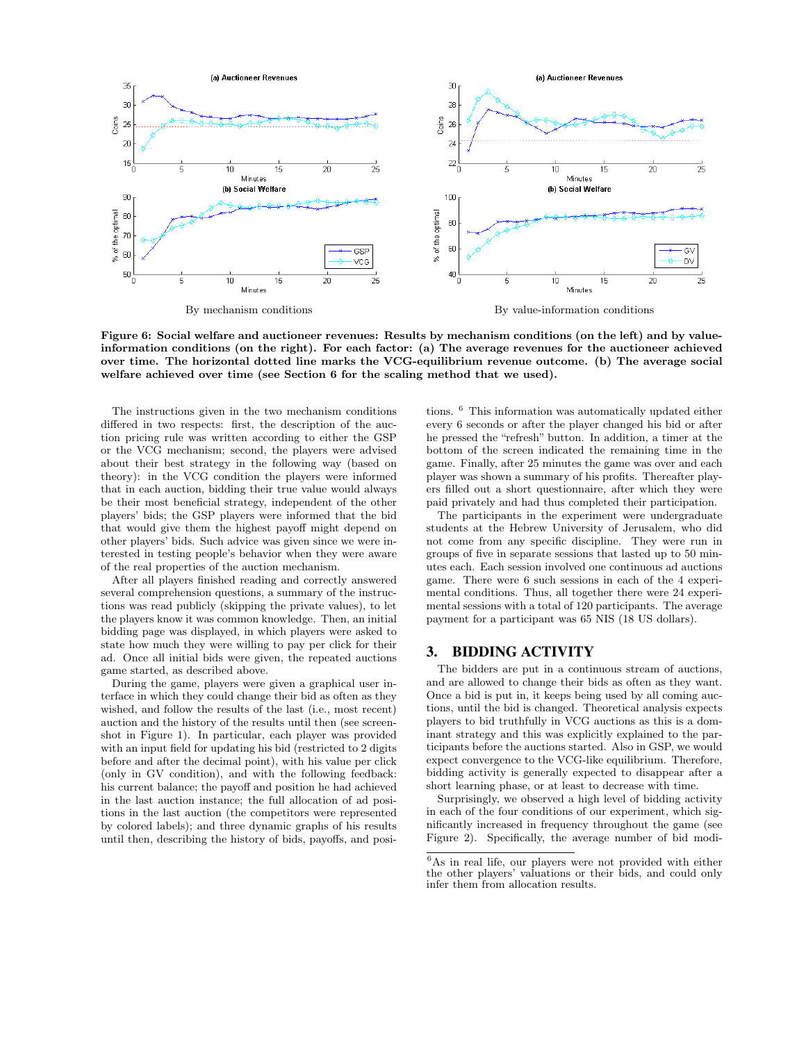By mechanism conditions

By value-information conditions

**Figure 6: Social welfare and auctioneer revenues: Results by mechanism conditions (on the left) and by value-information conditions (on the right). For each factor: (a) The average revenues for the auctioneer achieved over time. The horizontal dotted line marks the VCG-equilibrium revenue outcome. (b) The average social welfare achieved over time (see Section 6 for the scaling method that we used).**

The instructions given in the two mechanism conditions differed in two respects: first, the description of the auction pricing rule was written according to either the GSP or the VCG mechanism; second, the players were advised about their best strategy in the following way (based on theory): in the VCG condition the players were informed that in each auction, bidding their true value would always be their most beneficial strategy, independent of the other players' bids; the GSP players were informed that the bid that would give them the highest payoff might depend on other players' bids. Such advice was given since we were interested in testing people's behavior when they were aware of the real properties of the auction mechanism.

After all players finished reading and correctly answered several comprehension questions, a summary of the instructions was read publicly (skipping the private values), to let the players know it was common knowledge. Then, an initial bidding page was displayed, in which players were asked to state how much they were willing to pay per click for their ad. Once all initial bids were given, the repeated auctions game started, as described above.

During the game, players were given a graphical user interface in which they could change their bid as often as they wished, and follow the results of the last (i.e., most recent) auction and the history of the results until then (see screenshot in Figure 1). In particular, each player was provided with an input field for updating his bid (restricted to 2 digits before and after the decimal point), with his value per click (only in GV condition), and with the following feedback: his current balance; the payoff and position he had achieved in the last auction instance; the full allocation of ad positions in the last auction (the competitors were represented by colored labels); and three dynamic graphs of his results until then, describing the history of bids, payoffs, and positions. [6] This information was automatically updated either every 6 seconds or after the player changed his bid or after he pressed the "refresh" button. In addition, a timer at the bottom of the screen indicated the remaining time in the game. Finally, after 25 minutes the game was over and each player was shown a summary of his profits. Thereafter players filled out a short questionnaire, after which they were paid privately and had thus completed their participation.

The participants in the experiment were undergraduate students at the Hebrew University of Jerusalem, who did not come from any specific discipline. They were run in groups of five in separate sessions that lasted up to 50 minutes each. Each session involved one continuous ad auctions game. There were 6 such sessions in each of the 4 experimental conditions. Thus, all together there were 24 experimental sessions with a total of 120 participants. The average payment for a participant was 65 NIS (18 US dollars).

## 3. BIDDING ACTIVITY

The bidders are put in a continuous stream of auctions, and are allowed to change their bids as often as they want. Once a bid is put in, it keeps being used by all coming auctions, until the bid is changed. Theoretical analysis expects players to bid truthfully in VCG auctions as this is a dominant strategy and this was explicitly explained to the participants before the auctions started. Also in GSP, we would expect convergence to the VCG-like equilibrium. Therefore, bidding activity is generally expected to disappear after a short learning phase, or at least to decrease with time.

Surprisingly, we observed a high level of bidding activity in each of the four conditions of our experiment, which significantly increased in frequency throughout the game (see Figure 2). Specifically, the average number of bid modi-

[6] As in real life, our players were not provided with either the other players' valuations or their bids, and could only infer them from allocation results.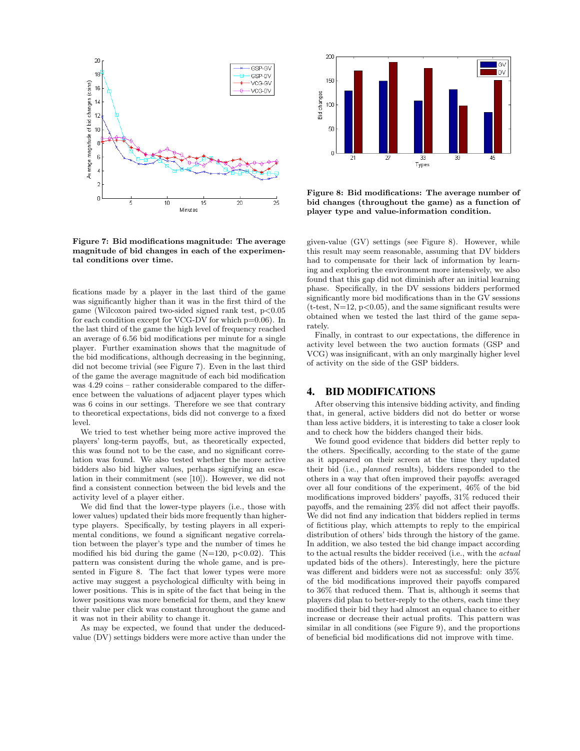Figure 7: Bid modifications magnitude: The average magnitude of bid changes in each of the experimental conditions over time.

Figure 8: Bid modifications: The average number of bid changes (throughout the game) as a function of player type and value-information condition.

fications made by a player in the last third of the game was significantly higher than it was in the first third of the game (Wilcoxon paired two-sided signed rank test, $p<0.05$ for each condition except for VCG-DV for which $p=0.06$). In the last third of the game the high level of frequency reached an average of 6.56 bid modifications per minute for a single player. Further examination shows that the magnitude of the bid modifications, although decreasing in the beginning, did not become trivial (see Figure 7). Even in the last third of the game the average magnitude of each bid modification was 4.29 coins – rather considerable compared to the difference between the valuations of adjacent player types which was 6 coins in our settings. Therefore we see that contrary to theoretical expectations, bids did not converge to a fixed level.

We tried to test whether being more active improved the players' long-term payoffs, but, as theoretically expected, this was found not to be the case, and no significant correlation was found. We also tested whether the more active bidders also bid higher values, perhaps signifying an escalation in their commitment (see [10]). However, we did not find a consistent connection between the bid levels and the activity level of a player either.

We did find that the lower-type players (i.e., those with lower values) updated their bids more frequently than higher-type players. Specifically, by testing players in all experimental conditions, we found a significant negative correlation between the player's type and the number of times he modified his bid during the game ($N=120$, $p<0.02$). This pattern was consistent during the whole game, and is presented in Figure 8. The fact that lower types were more active may suggest a psychological difficulty with being in lower positions. This is in spite of the fact that being in the lower positions was more beneficial for them, and they knew their value per click was constant throughout the game and it was not in their ability to change it.

As may be expected, we found that under the deduced-value (DV) settings bidders were more active than under the given-value (GV) settings (see Figure 8). However, while this result may seem reasonable, assuming that DV bidders had to compensate for their lack of information by learning and exploring the environment more intensively, we also found that this gap did not diminish after an initial learning phase. Specifically, in the DV sessions bidders performed significantly more bid modifications than in the GV sessions (t-test, $N=12$, $p<0.05$), and the same significant results were obtained when we tested the last third of the game separately.

Finally, in contrast to our expectations, the difference in activity level between the two auction formats (GSP and VCG) was insignificant, with an only marginally higher level of activity on the side of the GSP bidders.

## 4. BID MODIFICATIONS

After observing this intensive bidding activity, and finding that, in general, active bidders did not do better or worse than less active bidders, it is interesting to take a closer look and to check how the bidders changed their bids.

We found good evidence that bidders did better reply to the others. Specifically, according to the state of the game as it appeared on their screen at the time they updated their bid (i.e., *planned* results), bidders responded to the others in a way that often improved their payoffs: averaged over all four conditions of the experiment, 46% of the bid modifications improved bidders' payoffs, 31% reduced their payoffs, and the remaining 23% did not affect their payoffs. We did not find any indication that bidders replied in terms of fictitious play, which attempts to reply to the empirical distribution of others' bids through the history of the game. In addition, we also tested the bid change impact according to the actual results the bidder received (i.e., with the *actual* updated bids of the others). Interestingly, here the picture was different and bidders were not as successful: only 35% of the bid modifications improved their payoffs compared to 36% that reduced them. That is, although it seems that players did plan to better-reply to the others, each time they modified their bid they had almost an equal chance to either increase or decrease their actual profits. This pattern was similar in all conditions (see Figure 9), and the proportions of beneficial bid modifications did not improve with time.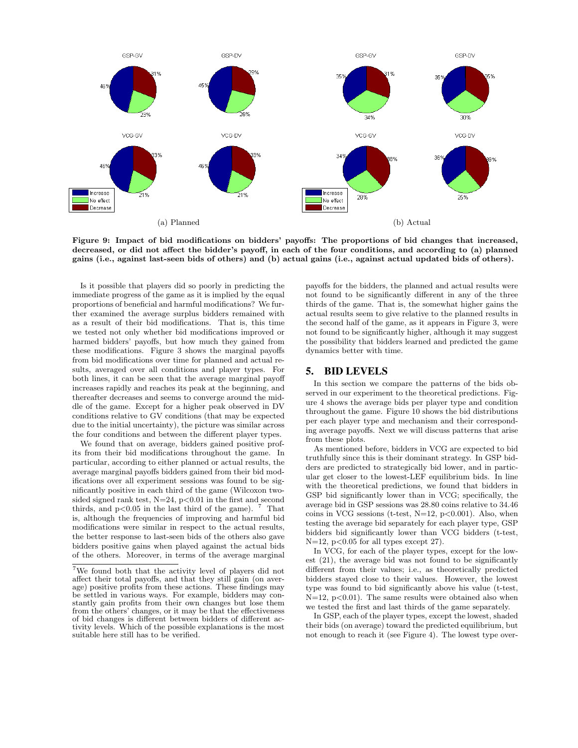Figure 9: Impact of bid modifications on bidders' payoffs: The proportions of bid changes that increased, decreased, or did not affect the bidder's payoff, in each of the four conditions, and according to (a) planned gains (i.e., against last-seen bids of others) and (b) actual gains (i.e., against actual updated bids of others).

Is it possible that players did so poorly in predicting the immediate progress of the game as it is implied by the equal proportions of beneficial and harmful modifications? We further examined the average surplus bidders remained with as a result of their bid modifications. That is, this time we tested not only whether bid modifications improved or harmed bidders' payoffs, but how much they gained from these modifications. Figure 3 shows the marginal payoffs from bid modifications over time for planned and actual results, averaged over all conditions and player types. For both lines, it can be seen that the average marginal payoff increases rapidly and reaches its peak at the beginning, and thereafter decreases and seems to converge around the middle of the game. Except for a higher peak observed in DV conditions relative to GV conditions (that may be expected due to the initial uncertainty), the picture was similar across the four conditions and between the different player types.

We found that on average, bidders gained positive profits from their bid modifications throughout the game. In particular, according to either planned or actual results, the average marginal payoffs bidders gained from their bid modifications over all experiment sessions was found to be significantly positive in each third of the game (Wilcoxon two-sided signed rank test, $N{=}24$, $p<0.01$ in the first and second thirds, and $p<0.05$ in the last third of the game). [7] That is, although the frequencies of improving and harmful bid modifications were similar in respect to the actual results, the better response to last-seen bids of the others also gave bidders positive gains when played against the actual bids of the others. Moreover, in terms of the average marginal payoffs for the bidders, the planned and actual results were not found to be significantly different in any of the three thirds of the game. That is, the somewhat higher gains the actual results seem to give relative to the planned results in the second half of the game, as it appears in Figure 3, were not found to be significantly higher, although it may suggest the possibility that bidders learned and predicted the game dynamics better with time.

[7] We found both that the activity level of players did not affect their total payoffs, and that they still gain (on average) positive profits from these actions. These findings may be settled in various ways. For example, bidders may constantly gain profits from their own changes but lose them from the others' changes, or it may be that the effectiveness of bid changes is different between bidders of different activity levels. Which of the possible explanations is the most suitable here still has to be verified.

## 5. BID LEVELS

In this section we compare the patterns of the bids observed in our experiment to the theoretical predictions. Figure 4 shows the average bids per player type and condition throughout the game. Figure 10 shows the bid distributions per each player type and mechanism and their corresponding average payoffs. Next we will discuss patterns that arise from these plots.

As mentioned before, bidders in VCG are expected to bid truthfully since this is their dominant strategy. In GSP bidders are predicted to strategically bid lower, and in particular get closer to the lowest-LEF equilibrium bids. In line with the theoretical predictions, we found that bidders in GSP bid significantly lower than in VCG; specifically, the average bid in GSP sessions was 28.80 coins relative to 34.46 coins in VCG sessions (t-test, $N{=}12$, $p<0.001$). Also, when testing the average bid separately for each player type, GSP bidders bid significantly lower than VCG bidders (t-test, $N{=}12$, $p<0.05$ for all types except 27).

In VCG, for each of the player types, except for the lowest (21), the average bid was not found to be significantly different from their values; i.e., as theoretically predicted bidders stayed close to their values. However, the lowest type was found to bid significantly above his value (t-test, $N{=}12$, $p<0.01$). The same results were obtained also when we tested the first and last thirds of the game separately.

In GSP, each of the player types, except the lowest, shaded their bids (on average) toward the predicted equilibrium, but not enough to reach it (see Figure 4). The lowest type over-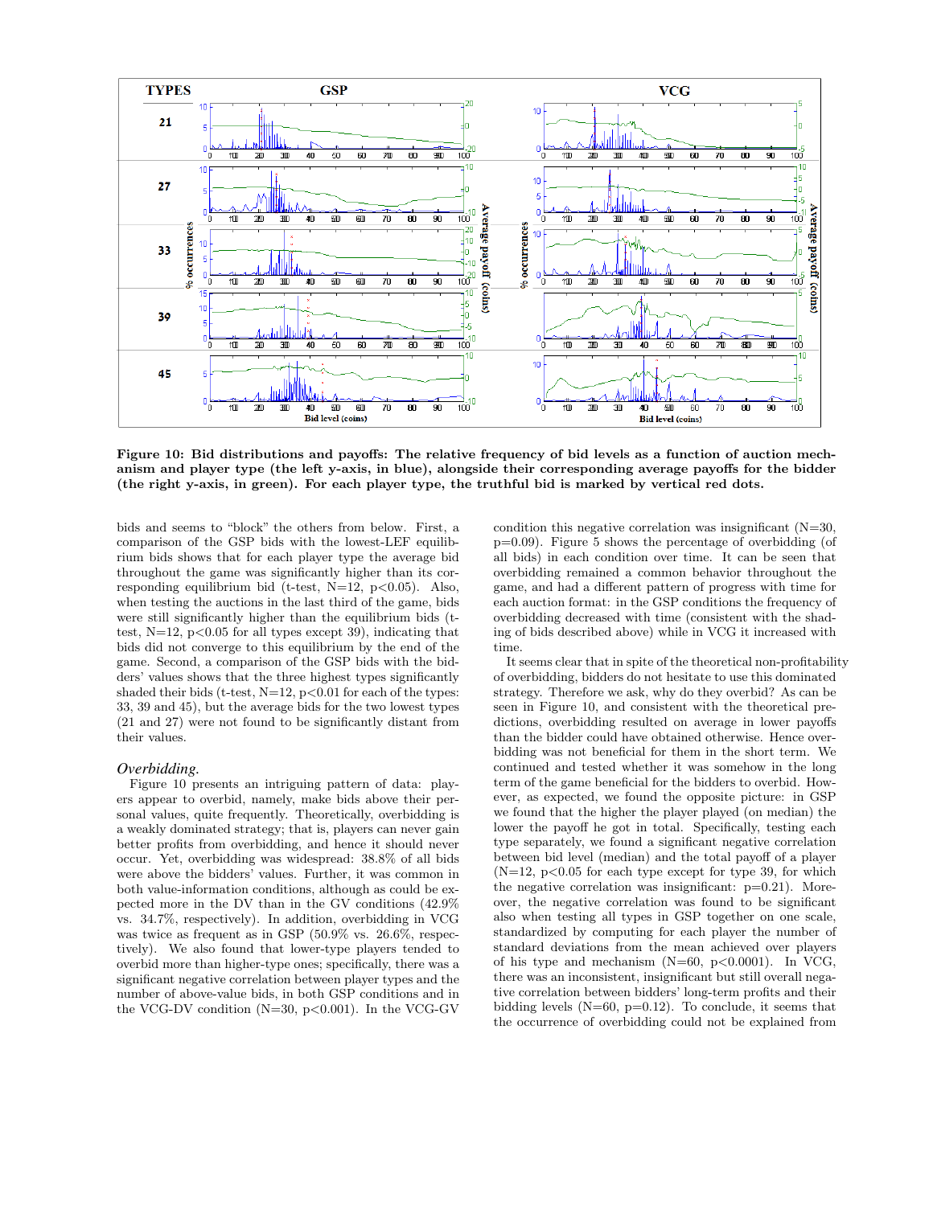**Figure 10: Bid distributions and payoffs: The relative frequency of bid levels as a function of auction mechanism and player type (the left y-axis, in blue), alongside their corresponding average payoffs for the bidder (the right y-axis, in green). For each player type, the truthful bid is marked by vertical red dots.**

bids and seems to "block" the others from below. First, a comparison of the GSP bids with the lowest-LEF equilibrium bids shows that for each player type the average bid throughout the game was significantly higher than its corresponding equilibrium bid (t-test, N=12, $p<0.05$). Also, when testing the auctions in the last third of the game, bids were still significantly higher than the equilibrium bids (t-test, N=12, $p<0.05$ for all types except 39), indicating that bids did not converge to this equilibrium by the end of the game. Second, a comparison of the GSP bids with the bidders' values shows that the three highest types significantly shaded their bids (t-test, N=12, $p<0.01$ for each of the types: 33, 39 and 45), but the average bids for the two lowest types (21 and 27) were not found to be significantly distant from their values.

### *Overbidding.*

Figure 10 presents an intriguing pattern of data: players appear to overbid, namely, make bids above their personal values, quite frequently. Theoretically, overbidding is a weakly dominated strategy; that is, players can never gain better profits from overbidding, and hence it should never occur. Yet, overbidding was widespread: 38.8% of all bids were above the bidders' values. Further, it was common in both value-information conditions, although as could be expected more in the DV than in the GV conditions (42.9% vs. 34.7%, respectively). In addition, overbidding in VCG was twice as frequent as in GSP (50.9% vs. 26.6%, respectively). We also found that lower-type players tended to overbid more than higher-type ones; specifically, there was a significant negative correlation between player types and the number of above-value bids, in both GSP conditions and in the VCG-DV condition (N=30, $p<0.001$). In the VCG-GV condition this negative correlation was insignificant (N=30, $p=0.09$). Figure 5 shows the percentage of overbidding (of all bids) in each condition over time. It can be seen that overbidding remained a common behavior throughout the game, and had a different pattern of progress with time for each auction format: in the GSP conditions the frequency of overbidding decreased with time (consistent with the shading of bids described above) while in VCG it increased with time.

It seems clear that in spite of the theoretical non-profitability of overbidding, bidders do not hesitate to use this dominated strategy. Therefore we ask, why do they overbid? As can be seen in Figure 10, and consistent with the theoretical predictions, overbidding resulted on average in lower payoffs than the bidder could have obtained otherwise. Hence overbidding was not beneficial for them in the short term. We continued and tested whether it was somehow in the long term of the game beneficial for the bidders to overbid. However, as expected, we found the opposite picture: in GSP we found that the higher the player played (on median) the lower the payoff he got in total. Specifically, testing each type separately, we found a significant negative correlation between bid level (median) and the total payoff of a player (N=12, $p<0.05$ for each type except for type 39, for which the negative correlation was insignificant: $p=0.21$). Moreover, the negative correlation was found to be significant also when testing all types in GSP together on one scale, standardized by computing for each player the number of standard deviations from the mean achieved over players of his type and mechanism (N=60, $p<0.0001$). In VCG, there was an inconsistent, insignificant but still overall negative correlation between bidders' long-term profits and their bidding levels (N=60, $p=0.12$). To conclude, it seems that the occurrence of overbidding could not be explained from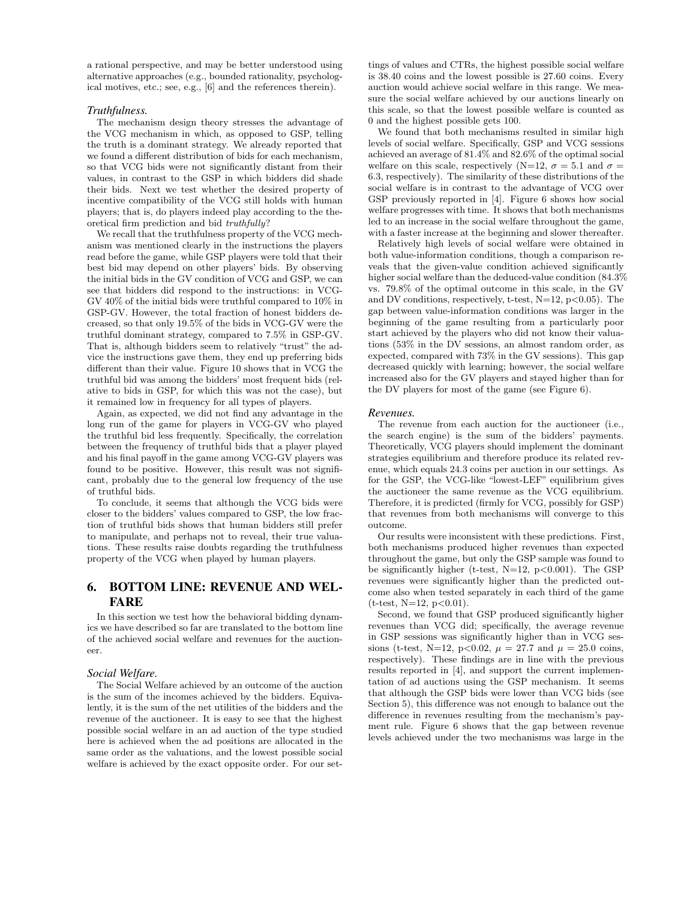a rational perspective, and may be better understood using alternative approaches (e.g., bounded rationality, psychological motives, etc.; see, e.g., [6] and the references therein).

### *Truthfulness.*

The mechanism design theory stresses the advantage of the VCG mechanism in which, as opposed to GSP, telling the truth is a dominant strategy. We already reported that we found a different distribution of bids for each mechanism, so that VCG bids were not significantly distant from their values, in contrast to the GSP in which bidders did shade their bids. Next we test whether the desired property of incentive compatibility of the VCG still holds with human players; that is, do players indeed play according to the theoretical firm prediction and bid *truthfully*?

We recall that the truthfulness property of the VCG mechanism was mentioned clearly in the instructions the players read before the game, while GSP players were told that their best bid may depend on other players' bids. By observing the initial bids in the GV condition of VCG and GSP, we can see that bidders did respond to the instructions: in VCG-GV 40% of the initial bids were truthful compared to 10% in GSP-GV. However, the total fraction of honest bidders decreased, so that only 19.5% of the bids in VCG-GV were the truthful dominant strategy, compared to 7.5% in GSP-GV. That is, although bidders seem to relatively "trust" the advice the instructions gave them, they end up preferring bids different than their value. Figure 10 shows that in VCG the truthful bid was among the bidders' most frequent bids (relative to bids in GSP, for which this was not the case), but it remained low in frequency for all types of players.

Again, as expected, we did not find any advantage in the long run of the game for players in VCG-GV who played the truthful bid less frequently. Specifically, the correlation between the frequency of truthful bids that a player played and his final payoff in the game among VCG-GV players was found to be positive. However, this result was not significant, probably due to the general low frequency of the use of truthful bids.

To conclude, it seems that although the VCG bids were closer to the bidders' values compared to GSP, the low fraction of truthful bids shows that human bidders still prefer to manipulate, and perhaps not to reveal, their true valuations. These results raise doubts regarding the truthfulness property of the VCG when played by human players.

## 6. BOTTOM LINE: REVENUE AND WELFARE

In this section we test how the behavioral bidding dynamics we have described so far are translated to the bottom line of the achieved social welfare and revenues for the auctioneer.

### *Social Welfare.*

The Social Welfare achieved by an outcome of the auction is the sum of the incomes achieved by the bidders. Equivalently, it is the sum of the net utilities of the bidders and the revenue of the auctioneer. It is easy to see that the highest possible social welfare in an ad auction of the type studied here is achieved when the ad positions are allocated in the same order as the valuations, and the lowest possible social welfare is achieved by the exact opposite order. For our settings of values and CTRs, the highest possible social welfare is 38.40 coins and the lowest possible is 27.60 coins. Every auction would achieve social welfare in this range. We measure the social welfare achieved by our auctions linearly on this scale, so that the lowest possible welfare is counted as 0 and the highest possible gets 100.

We found that both mechanisms resulted in similar high levels of social welfare. Specifically, GSP and VCG sessions achieved an average of 81.4% and 82.6% of the optimal social welfare on this scale, respectively (N=12, $\sigma = 5.1$ and $\sigma = 6.3$, respectively). The similarity of these distributions of the social welfare is in contrast to the advantage of VCG over GSP previously reported in [4]. Figure 6 shows how social welfare progresses with time. It shows that both mechanisms led to an increase in the social welfare throughout the game, with a faster increase at the beginning and slower thereafter.

Relatively high levels of social welfare were obtained in both value-information conditions, though a comparison reveals that the given-value condition achieved significantly higher social welfare than the deduced-value condition (84.3% vs. 79.8% of the optimal outcome in this scale, in the GV and DV conditions, respectively, t-test, N=12, $p<0.05$). The gap between value-information conditions was larger in the beginning of the game resulting from a particularly poor start achieved by the players who did not know their valuations (53% in the DV sessions, an almost random order, as expected, compared with 73% in the GV sessions). This gap decreased quickly with learning; however, the social welfare increased also for the GV players and stayed higher than for the DV players for most of the game (see Figure 6).

### *Revenues.*

The revenue from each auction for the auctioneer (i.e., the search engine) is the sum of the bidders' payments. Theoretically, VCG players should implement the dominant strategies equilibrium and therefore produce its related revenue, which equals 24.3 coins per auction in our settings. As for the GSP, the VCG-like "lowest-LEF" equilibrium gives the auctioneer the same revenue as the VCG equilibrium. Therefore, it is predicted (firmly for VCG, possibly for GSP) that revenues from both mechanisms will converge to this outcome.

Our results were inconsistent with these predictions. First, both mechanisms produced higher revenues than expected throughout the game, but only the GSP sample was found to be significantly higher (t-test, N=12, $p<0.001$). The GSP revenues were significantly higher than the predicted outcome also when tested separately in each third of the game (t-test, N=12, $p<0.01$).

Second, we found that GSP produced significantly higher revenues than VCG did; specifically, the average revenue in GSP sessions was significantly higher than in VCG sessions (t-test, N=12, $p<0.02$, $\mu = 27.7$ and $\mu = 25.0$ coins, respectively). These findings are in line with the previous results reported in [4], and support the current implementation of ad auctions using the GSP mechanism. It seems that although the GSP bids were lower than VCG bids (see Section 5), this difference was not enough to balance out the difference in revenues resulting from the mechanism's payment rule. Figure 6 shows that the gap between revenue levels achieved under the two mechanisms was large in the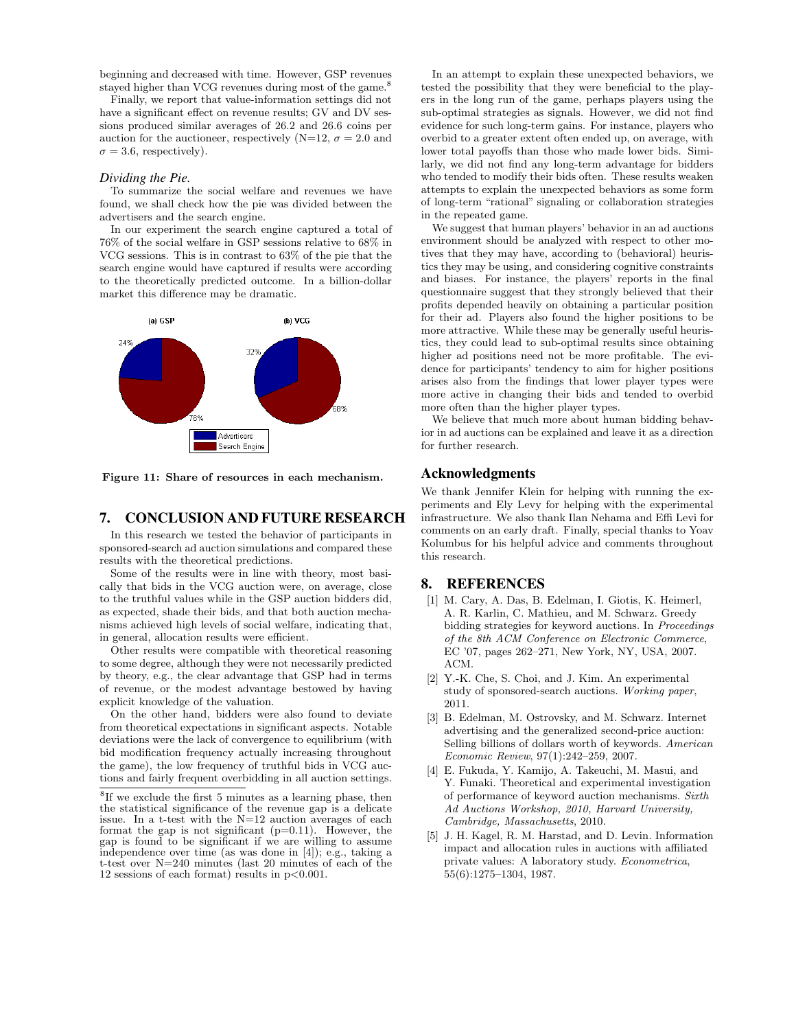beginning and decreased with time. However, GSP revenues stayed higher than VCG revenues during most of the game.[8]

Finally, we report that value-information settings did not have a significant effect on revenue results; GV and DV sessions produced similar averages of 26.2 and 26.6 coins per auction for the auctioneer, respectively (N=12, $\sigma = 2.0$ and $\sigma = 3.6$, respectively).

### *Dividing the Pie.*

To summarize the social welfare and revenues we have found, we shall check how the pie was divided between the advertisers and the search engine.

In our experiment the search engine captured a total of 76% of the social welfare in GSP sessions relative to 68% in VCG sessions. This is in contrast to 63% of the pie that the search engine would have captured if results were according to the theoretically predicted outcome. In a billion-dollar market this difference may be dramatic.

(a) GSP (b) VCG

24% 76% 32% 68%

Advertisers
Search Engine

**Figure 11: Share of resources in each mechanism.**

## 7. CONCLUSION AND FUTURE RESEARCH

In this research we tested the behavior of participants in sponsored-search ad auction simulations and compared these results with the theoretical predictions.

Some of the results were in line with theory, most basically that bids in the VCG auction were, on average, close to the truthful values while in the GSP auction bidders did, as expected, shade their bids, and that both auction mechanisms achieved high levels of social welfare, indicating that, in general, allocation results were efficient.

Other results were compatible with theoretical reasoning to some degree, although they were not necessarily predicted by theory, e.g., the clear advantage that GSP had in terms of revenue, or the modest advantage bestowed by having explicit knowledge of the valuation.

On the other hand, bidders were also found to deviate from theoretical expectations in significant aspects. Notable deviations were the lack of convergence to equilibrium (with bid modification frequency actually increasing throughout the game), the low frequency of truthful bids in VCG auctions and fairly frequent overbidding in all auction settings.

[8]If we exclude the first 5 minutes as a learning phase, then the statistical significance of the revenue gap is a delicate issue. In a t-test with the N=12 auction averages of each format the gap is not significant (p=0.11). However, the gap is found to be significant if we are willing to assume independence over time (as was done in [4]); e.g., taking a t-test over N=240 minutes (last 20 minutes of each of the 12 sessions of each format) results in $p<0.001$.

In an attempt to explain these unexpected behaviors, we tested the possibility that they were beneficial to the players in the long run of the game, perhaps players using the sub-optimal strategies as signals. However, we did not find evidence for such long-term gains. For instance, players who overbid to a greater extent often ended up, on average, with lower total payoffs than those who made lower bids. Similarly, we did not find any long-term advantage for bidders who tended to modify their bids often. These results weaken attempts to explain the unexpected behaviors as some form of long-term "rational" signaling or collaboration strategies in the repeated game.

We suggest that human players' behavior in an ad auctions environment should be analyzed with respect to other motives that they may have, according to (behavioral) heuristics they may be using, and considering cognitive constraints and biases. For instance, the players' reports in the final questionnaire suggest that they strongly believed that their profits depended heavily on obtaining a particular position for their ad. Players also found the higher positions to be more attractive. While these may be generally useful heuristics, they could lead to sub-optimal results since obtaining higher ad positions need not be more profitable. The evidence for participants' tendency to aim for higher positions arises also from the findings that lower player types were more active in changing their bids and tended to overbid more often than the higher player types.

We believe that much more about human bidding behavior in ad auctions can be explained and leave it as a direction for further research.

## Acknowledgments

We thank Jennifer Klein for helping with running the experiments and Ely Levy for helping with the experimental infrastructure. We also thank Ilan Nehama and Effi Levi for comments on an early draft. Finally, special thanks to Yoav Kolumbus for his helpful advice and comments throughout this research.

## 8. REFERENCES

[1] M. Cary, A. Das, B. Edelman, I. Giotis, K. Heimerl, A. R. Karlin, C. Mathieu, and M. Schwarz. Greedy bidding strategies for keyword auctions. In *Proceedings of the 8th ACM Conference on Electronic Commerce*, EC '07, pages 262–271, New York, NY, USA, 2007. ACM.

[2] Y.-K. Che, S. Choi, and J. Kim. An experimental study of sponsored-search auctions. *Working paper*, 2011.

[3] B. Edelman, M. Ostrovsky, and M. Schwarz. Internet advertising and the generalized second-price auction: Selling billions of dollars worth of keywords. *American Economic Review*, 97(1):242–259, 2007.

[4] E. Fukuda, Y. Kamijo, A. Takeuchi, M. Masui, and Y. Funaki. Theoretical and experimental investigation of performance of keyword auction mechanisms. *Sixth Ad Auctions Workshop, 2010, Harvard University, Cambridge, Massachusetts*, 2010.

[5] J. H. Kagel, R. M. Harstad, and D. Levin. Information impact and allocation rules in auctions with affiliated private values: A laboratory study. *Econometrica*, 55(6):1275–1304, 1987.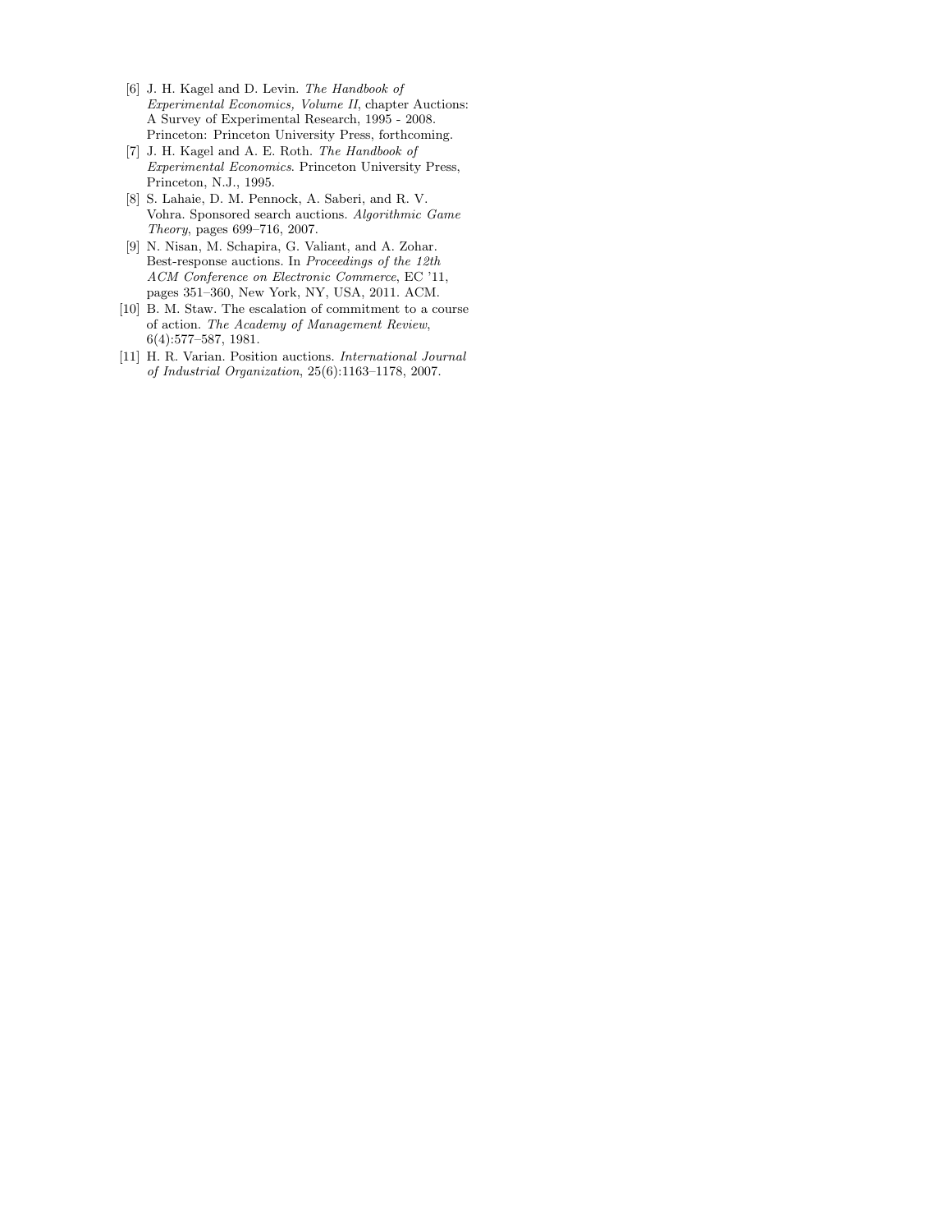[6] J. H. Kagel and D. Levin. *The Handbook of Experimental Economics, Volume II*, chapter Auctions: A Survey of Experimental Research, 1995 - 2008. Princeton: Princeton University Press, forthcoming.

[7] J. H. Kagel and A. E. Roth. *The Handbook of Experimental Economics*. Princeton University Press, Princeton, N.J., 1995.

[8] S. Lahaie, D. M. Pennock, A. Saberi, and R. V. Vohra. Sponsored search auctions. *Algorithmic Game Theory*, pages 699–716, 2007.

[9] N. Nisan, M. Schapira, G. Valiant, and A. Zohar. Best-response auctions. In *Proceedings of the 12th ACM Conference on Electronic Commerce*, EC '11, pages 351–360, New York, NY, USA, 2011. ACM.

[10] B. M. Staw. The escalation of commitment to a course of action. *The Academy of Management Review*, 6(4):577–587, 1981.

[11] H. R. Varian. Position auctions. *International Journal of Industrial Organization*, 25(6):1163–1178, 2007.